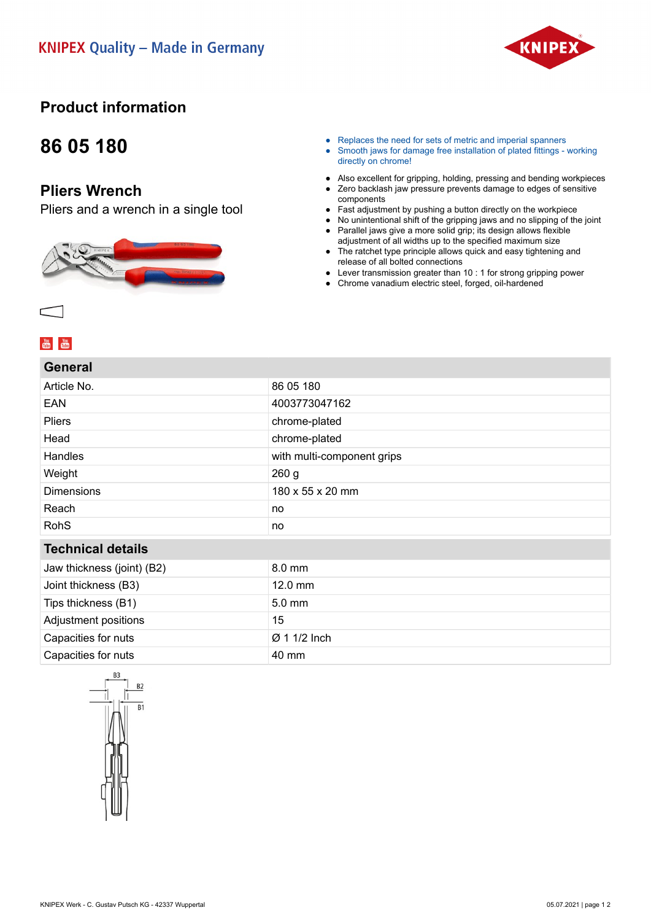KNIPEX Quality – Made in Germany

# Product information

## 86 05 180

## Pliers Wrench

Pliers and a wrench in a single tool

- Replaces the need for sets of metric and imperial spanners
- Smooth jaws for damage free installation of plated fittings - working directly on chrome!

- Also excellent for gripping, holding, pressing and bending workpieces
- Zero backlash jaw pressure prevents damage to edges of sensitive components
- Fast adjustment by pushing a button directly on the workpiece
- No unintentional shift of the gripping jaws and no slipping of the joint
- Parallel jaws give a more solid grip; its design allows flexible adjustment of all widths up to the specified maximum size
- The ratchet type principle allows quick and easy tightening and release of all bolted connections
- Lever transmission greater than 10 : 1 for strong gripping power
- Chrome vanadium electric steel, forged, oil-hardened

| General | |
|---|---|
| Article No. | 86 05 180 |
| EAN | 4003773047162 |
| Pliers | chrome-plated |
| Head | chrome-plated |
| Handles | with multi-component grips |
| Weight | 260 g |
| Dimensions | 180 x 55 x 20 mm |
| Reach | no |
| RohS | no |

| Technical details | |
|---|---|
| Jaw thickness (joint) (B2) | 8.0 mm |
| Joint thickness (B3) | 12.0 mm |
| Tips thickness (B1) | 5.0 mm |
| Adjustment positions | 15 |
| Capacities for nuts | Ø 1 1/2 Inch |
| Capacities for nuts | 40 mm |

KNIPEX Werk - C. Gustav Putsch KG - 42337 Wuppertal

05.07.2021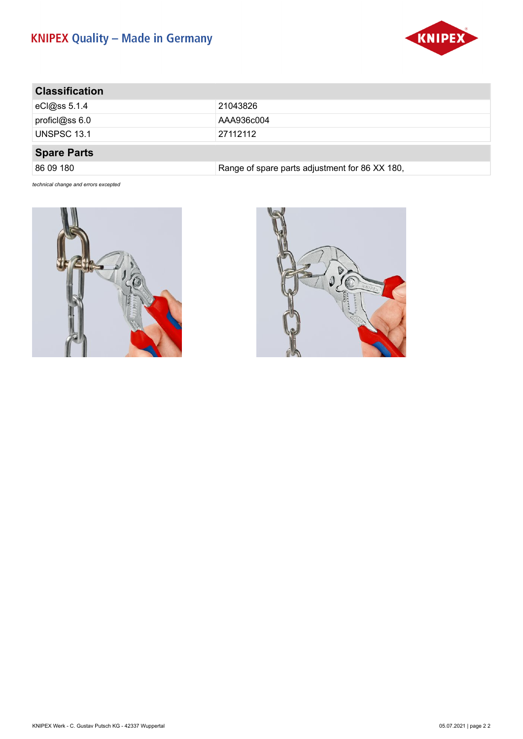| Classification | |
|---|---|
| eCl@ss 5.1.4 | 21043826 |
| proficl@ss 6.0 | AAA936c004 |
| UNSPSC 13.1 | 27112112 |

| Spare Parts | |
|---|---|
| 86 09 180 | Range of spare parts adjustment for 86 XX 180, |

*technical change and errors excepted*